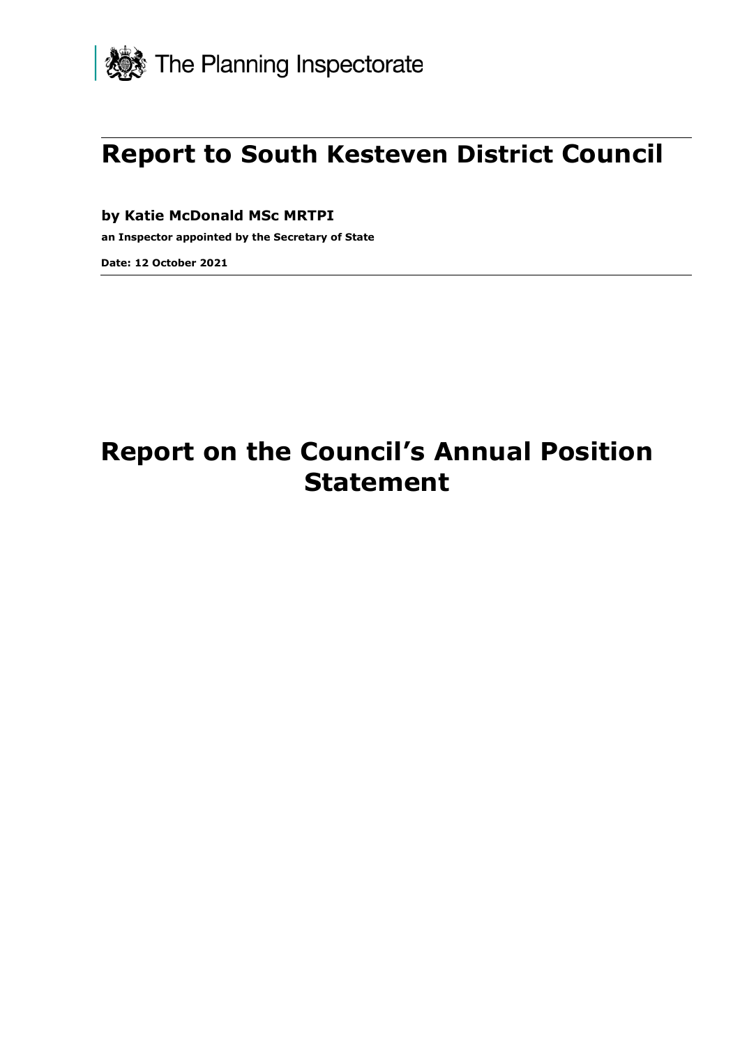The Planning Inspectorate

# Report to South Kesteven District Council

**by Katie McDonald MSc MRTPI**

**an Inspector appointed by the Secretary of State**

**Date: 12 October 2021**

# Report on the Council's Annual Position Statement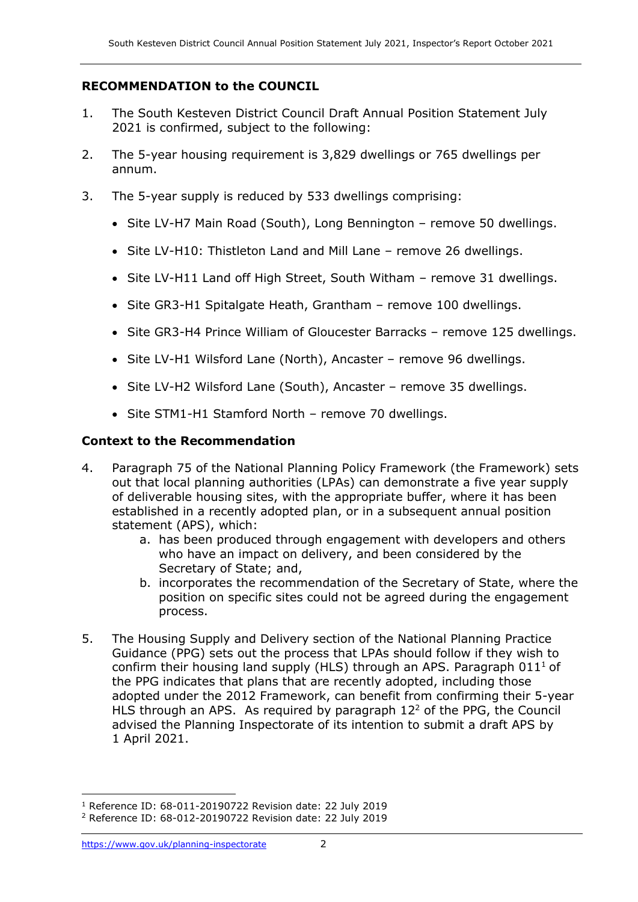## RECOMMENDATION to the COUNCIL

1. The South Kesteven District Council Draft Annual Position Statement July 2021 is confirmed, subject to the following:

2. The 5-year housing requirement is 3,829 dwellings or 765 dwellings per annum.

3. The 5-year supply is reduced by 533 dwellings comprising:

   - Site LV-H7 Main Road (South), Long Bennington – remove 50 dwellings.
   - Site LV-H10: Thistleton Land and Mill Lane – remove 26 dwellings.
   - Site LV-H11 Land off High Street, South Witham – remove 31 dwellings.
   - Site GR3-H1 Spitalgate Heath, Grantham – remove 100 dwellings.
   - Site GR3-H4 Prince William of Gloucester Barracks – remove 125 dwellings.
   - Site LV-H1 Wilsford Lane (North), Ancaster – remove 96 dwellings.
   - Site LV-H2 Wilsford Lane (South), Ancaster – remove 35 dwellings.
   - Site STM1-H1 Stamford North – remove 70 dwellings.

## Context to the Recommendation

4. Paragraph 75 of the National Planning Policy Framework (the Framework) sets out that local planning authorities (LPAs) can demonstrate a five year supply of deliverable housing sites, with the appropriate buffer, where it has been established in a recently adopted plan, or in a subsequent annual position statement (APS), which:
   a. has been produced through engagement with developers and others who have an impact on delivery, and been considered by the Secretary of State; and,
   b. incorporates the recommendation of the Secretary of State, where the position on specific sites could not be agreed during the engagement process.

5. The Housing Supply and Delivery section of the National Planning Practice Guidance (PPG) sets out the process that LPAs should follow if they wish to confirm their housing land supply (HLS) through an APS. Paragraph 011[1] of the PPG indicates that plans that are recently adopted, including those adopted under the 2012 Framework, can benefit from confirming their 5-year HLS through an APS. As required by paragraph 12[2] of the PPG, the Council advised the Planning Inspectorate of its intention to submit a draft APS by 1 April 2021.

[1] Reference ID: 68-011-20190722 Revision date: 22 July 2019
[2] Reference ID: 68-012-20190722 Revision date: 22 July 2019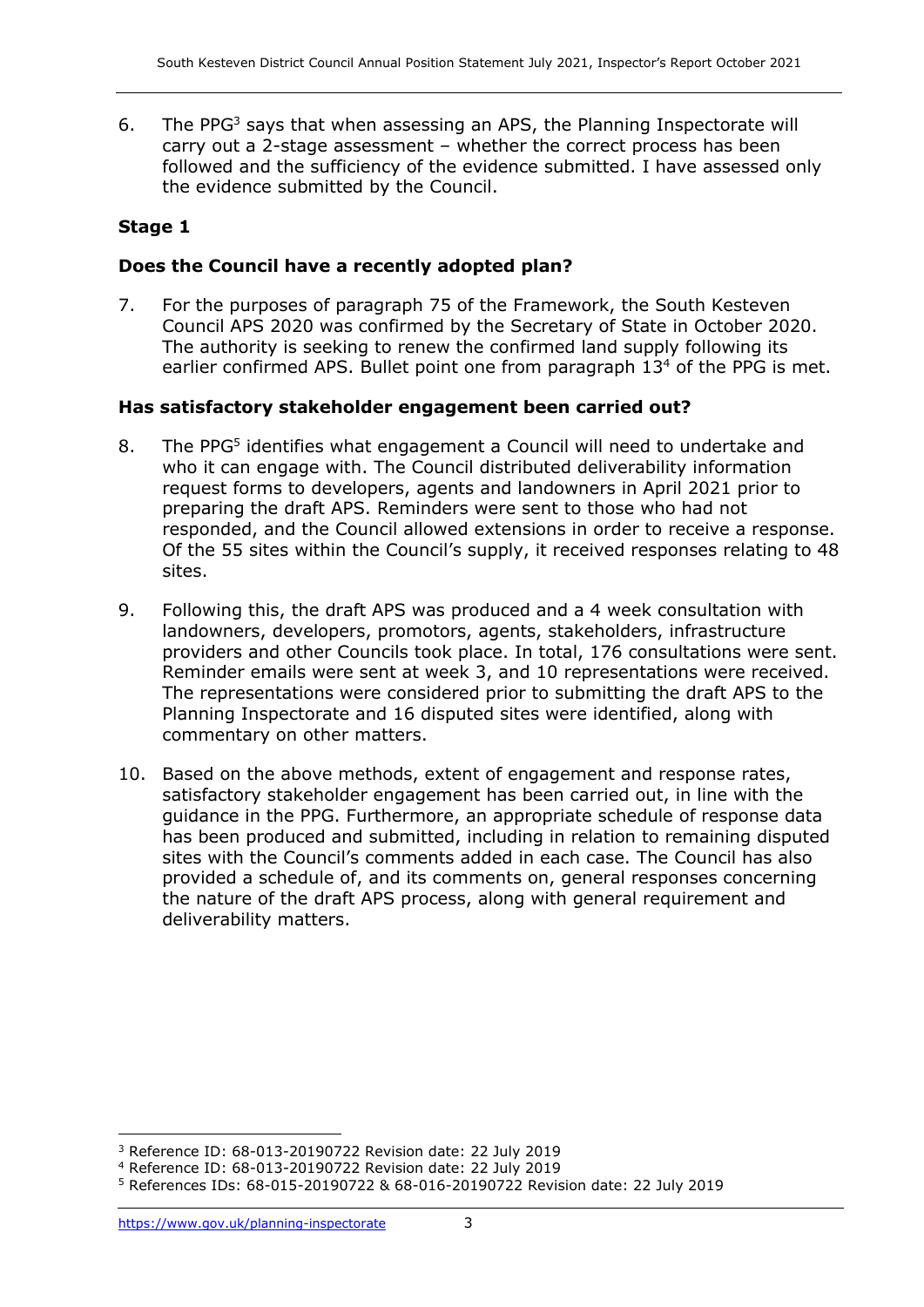6. The PPG[3] says that when assessing an APS, the Planning Inspectorate will carry out a 2-stage assessment – whether the correct process has been followed and the sufficiency of the evidence submitted. I have assessed only the evidence submitted by the Council.

## Stage 1

### Does the Council have a recently adopted plan?

7. For the purposes of paragraph 75 of the Framework, the South Kesteven Council APS 2020 was confirmed by the Secretary of State in October 2020. The authority is seeking to renew the confirmed land supply following its earlier confirmed APS. Bullet point one from paragraph 13[4] of the PPG is met.

### Has satisfactory stakeholder engagement been carried out?

8. The PPG[5] identifies what engagement a Council will need to undertake and who it can engage with. The Council distributed deliverability information request forms to developers, agents and landowners in April 2021 prior to preparing the draft APS. Reminders were sent to those who had not responded, and the Council allowed extensions in order to receive a response. Of the 55 sites within the Council's supply, it received responses relating to 48 sites.

9. Following this, the draft APS was produced and a 4 week consultation with landowners, developers, promotors, agents, stakeholders, infrastructure providers and other Councils took place. In total, 176 consultations were sent. Reminder emails were sent at week 3, and 10 representations were received. The representations were considered prior to submitting the draft APS to the Planning Inspectorate and 16 disputed sites were identified, along with commentary on other matters.

10. Based on the above methods, extent of engagement and response rates, satisfactory stakeholder engagement has been carried out, in line with the guidance in the PPG. Furthermore, an appropriate schedule of response data has been produced and submitted, including in relation to remaining disputed sites with the Council's comments added in each case. The Council has also provided a schedule of, and its comments on, general responses concerning the nature of the draft APS process, along with general requirement and deliverability matters.

---

[3] Reference ID: 68-013-20190722 Revision date: 22 July 2019

[4] Reference ID: 68-013-20190722 Revision date: 22 July 2019

[5] References IDs: 68-015-20190722 & 68-016-20190722 Revision date: 22 July 2019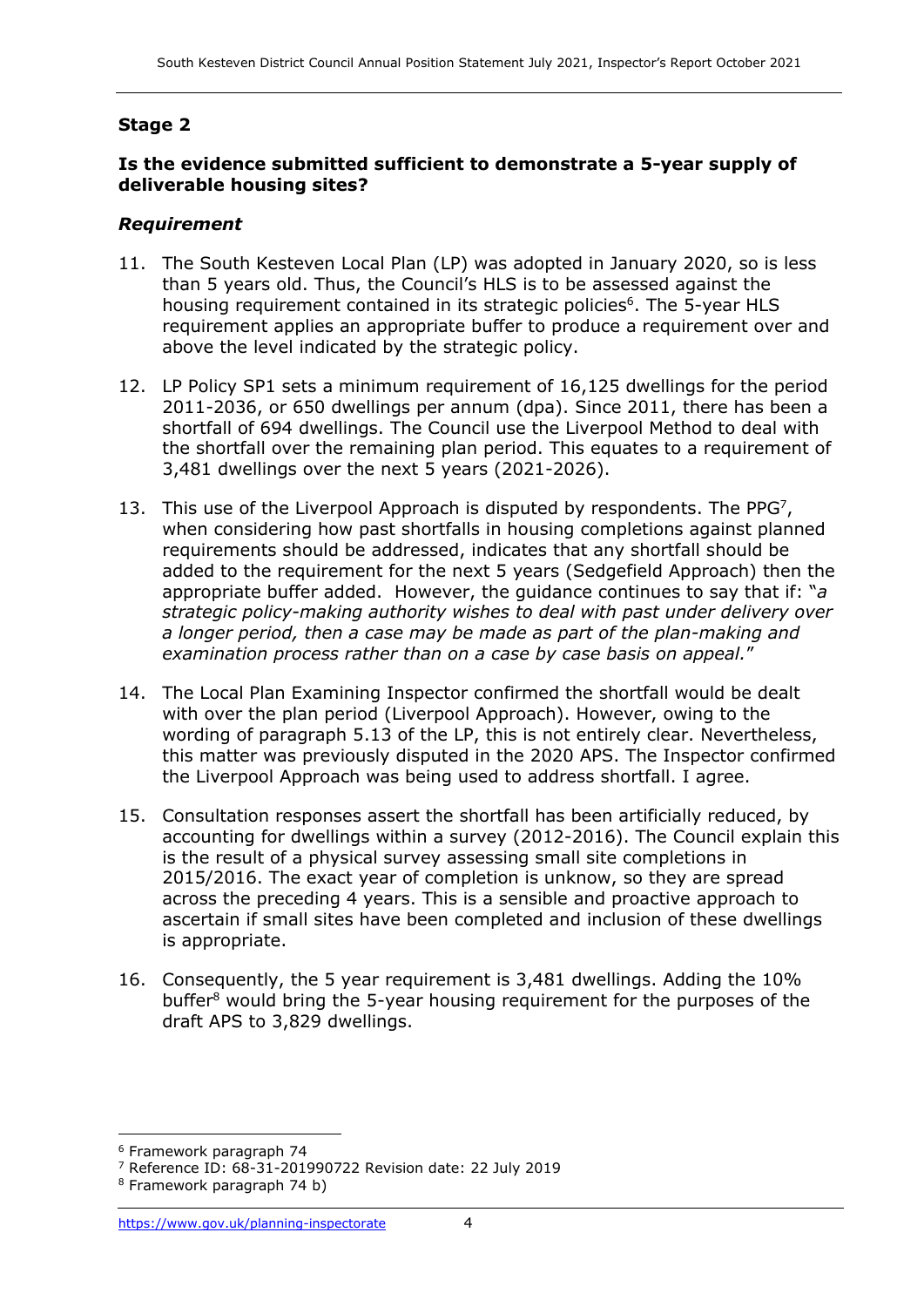## Stage 2

### Is the evidence submitted sufficient to demonstrate a 5-year supply of deliverable housing sites?

#### *Requirement*

11. The South Kesteven Local Plan (LP) was adopted in January 2020, so is less than 5 years old. Thus, the Council's HLS is to be assessed against the housing requirement contained in its strategic policies[6]. The 5-year HLS requirement applies an appropriate buffer to produce a requirement over and above the level indicated by the strategic policy.

12. LP Policy SP1 sets a minimum requirement of 16,125 dwellings for the period 2011-2036, or 650 dwellings per annum (dpa). Since 2011, there has been a shortfall of 694 dwellings. The Council use the Liverpool Method to deal with the shortfall over the remaining plan period. This equates to a requirement of 3,481 dwellings over the next 5 years (2021-2026).

13. This use of the Liverpool Approach is disputed by respondents. The PPG[7], when considering how past shortfalls in housing completions against planned requirements should be addressed, indicates that any shortfall should be added to the requirement for the next 5 years (Sedgefield Approach) then the appropriate buffer added. However, the guidance continues to say that if: "*a strategic policy-making authority wishes to deal with past under delivery over a longer period, then a case may be made as part of the plan-making and examination process rather than on a case by case basis on appeal.*"

14. The Local Plan Examining Inspector confirmed the shortfall would be dealt with over the plan period (Liverpool Approach). However, owing to the wording of paragraph 5.13 of the LP, this is not entirely clear. Nevertheless, this matter was previously disputed in the 2020 APS. The Inspector confirmed the Liverpool Approach was being used to address shortfall. I agree.

15. Consultation responses assert the shortfall has been artificially reduced, by accounting for dwellings within a survey (2012-2016). The Council explain this is the result of a physical survey assessing small site completions in 2015/2016. The exact year of completion is unknow, so they are spread across the preceding 4 years. This is a sensible and proactive approach to ascertain if small sites have been completed and inclusion of these dwellings is appropriate.

16. Consequently, the 5 year requirement is 3,481 dwellings. Adding the 10% buffer[8] would bring the 5-year housing requirement for the purposes of the draft APS to 3,829 dwellings.

---

[6] Framework paragraph 74

[7] Reference ID: 68-31-201990722 Revision date: 22 July 2019

[8] Framework paragraph 74 b)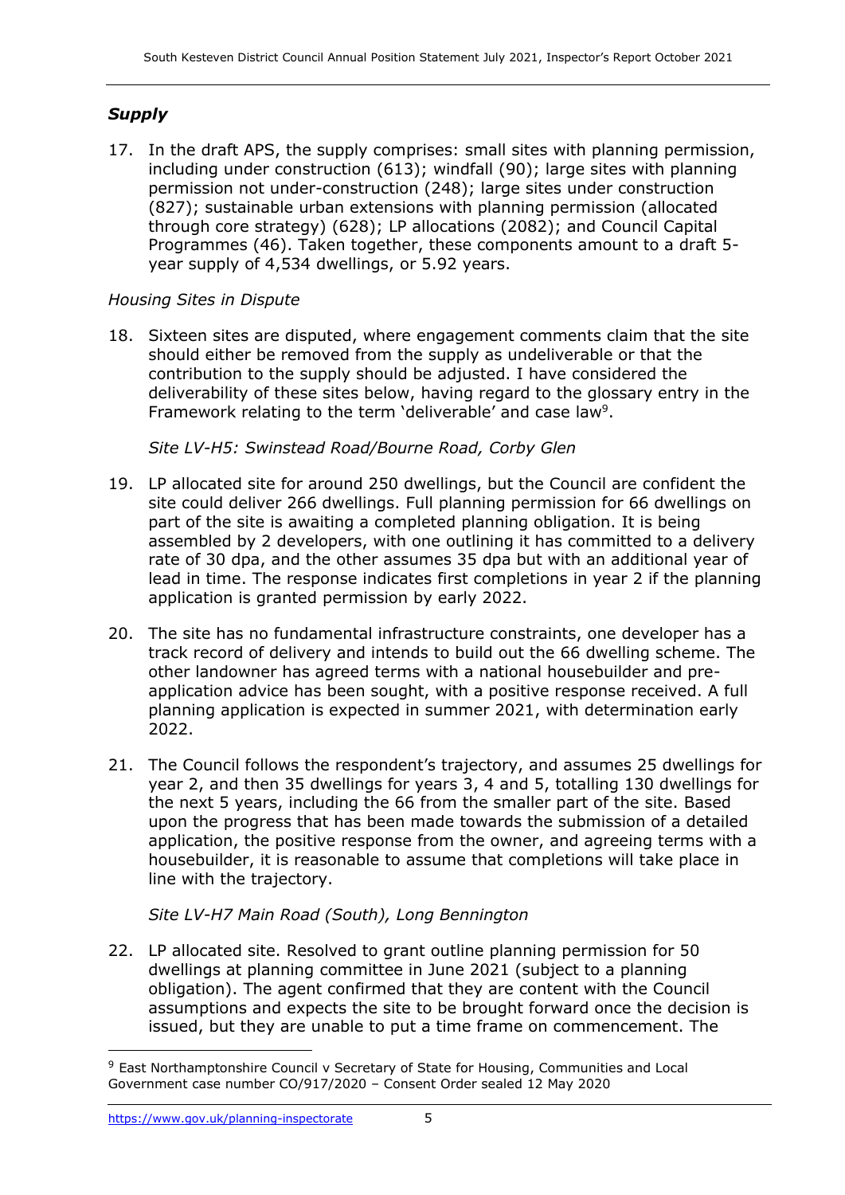### *Supply*

17. In the draft APS, the supply comprises: small sites with planning permission, including under construction (613); windfall (90); large sites with planning permission not under-construction (248); large sites under construction (827); sustainable urban extensions with planning permission (allocated through core strategy) (628); LP allocations (2082); and Council Capital Programmes (46). Taken together, these components amount to a draft 5-year supply of 4,534 dwellings, or 5.92 years.

*Housing Sites in Dispute*

18. Sixteen sites are disputed, where engagement comments claim that the site should either be removed from the supply as undeliverable or that the contribution to the supply should be adjusted. I have considered the deliverability of these sites below, having regard to the glossary entry in the Framework relating to the term 'deliverable' and case law[9].

*Site LV-H5: Swinstead Road/Bourne Road, Corby Glen*

19. LP allocated site for around 250 dwellings, but the Council are confident the site could deliver 266 dwellings. Full planning permission for 66 dwellings on part of the site is awaiting a completed planning obligation. It is being assembled by 2 developers, with one outlining it has committed to a delivery rate of 30 dpa, and the other assumes 35 dpa but with an additional year of lead in time. The response indicates first completions in year 2 if the planning application is granted permission by early 2022.

20. The site has no fundamental infrastructure constraints, one developer has a track record of delivery and intends to build out the 66 dwelling scheme. The other landowner has agreed terms with a national housebuilder and pre-application advice has been sought, with a positive response received. A full planning application is expected in summer 2021, with determination early 2022.

21. The Council follows the respondent's trajectory, and assumes 25 dwellings for year 2, and then 35 dwellings for years 3, 4 and 5, totalling 130 dwellings for the next 5 years, including the 66 from the smaller part of the site. Based upon the progress that has been made towards the submission of a detailed application, the positive response from the owner, and agreeing terms with a housebuilder, it is reasonable to assume that completions will take place in line with the trajectory.

*Site LV-H7 Main Road (South), Long Bennington*

22. LP allocated site. Resolved to grant outline planning permission for 50 dwellings at planning committee in June 2021 (subject to a planning obligation). The agent confirmed that they are content with the Council assumptions and expects the site to be brought forward once the decision is issued, but they are unable to put a time frame on commencement. The

[9] East Northamptonshire Council v Secretary of State for Housing, Communities and Local Government case number CO/917/2020 – Consent Order sealed 12 May 2020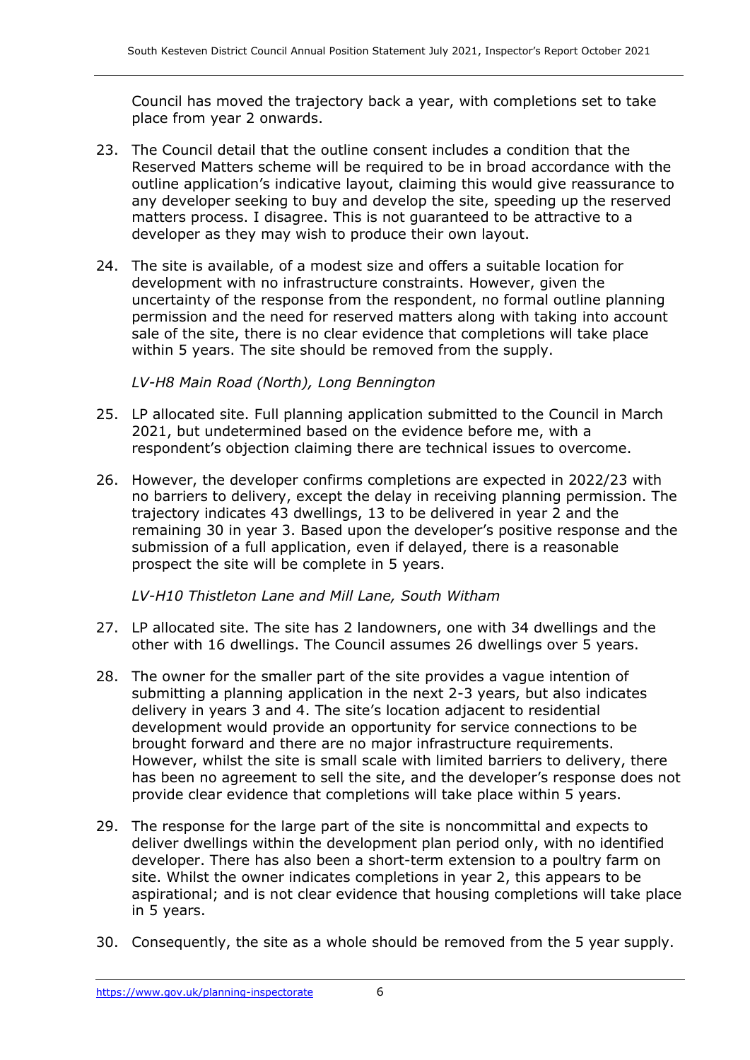Council has moved the trajectory back a year, with completions set to take place from year 2 onwards.

23. The Council detail that the outline consent includes a condition that the Reserved Matters scheme will be required to be in broad accordance with the outline application's indicative layout, claiming this would give reassurance to any developer seeking to buy and develop the site, speeding up the reserved matters process. I disagree. This is not guaranteed to be attractive to a developer as they may wish to produce their own layout.

24. The site is available, of a modest size and offers a suitable location for development with no infrastructure constraints. However, given the uncertainty of the response from the respondent, no formal outline planning permission and the need for reserved matters along with taking into account sale of the site, there is no clear evidence that completions will take place within 5 years. The site should be removed from the supply.

*LV-H8 Main Road (North), Long Bennington*

25. LP allocated site. Full planning application submitted to the Council in March 2021, but undetermined based on the evidence before me, with a respondent's objection claiming there are technical issues to overcome.

26. However, the developer confirms completions are expected in 2022/23 with no barriers to delivery, except the delay in receiving planning permission. The trajectory indicates 43 dwellings, 13 to be delivered in year 2 and the remaining 30 in year 3. Based upon the developer's positive response and the submission of a full application, even if delayed, there is a reasonable prospect the site will be complete in 5 years.

*LV-H10 Thistleton Lane and Mill Lane, South Witham*

27. LP allocated site. The site has 2 landowners, one with 34 dwellings and the other with 16 dwellings. The Council assumes 26 dwellings over 5 years.

28. The owner for the smaller part of the site provides a vague intention of submitting a planning application in the next 2-3 years, but also indicates delivery in years 3 and 4. The site's location adjacent to residential development would provide an opportunity for service connections to be brought forward and there are no major infrastructure requirements. However, whilst the site is small scale with limited barriers to delivery, there has been no agreement to sell the site, and the developer's response does not provide clear evidence that completions will take place within 5 years.

29. The response for the large part of the site is noncommittal and expects to deliver dwellings within the development plan period only, with no identified developer. There has also been a short-term extension to a poultry farm on site. Whilst the owner indicates completions in year 2, this appears to be aspirational; and is not clear evidence that housing completions will take place in 5 years.

30. Consequently, the site as a whole should be removed from the 5 year supply.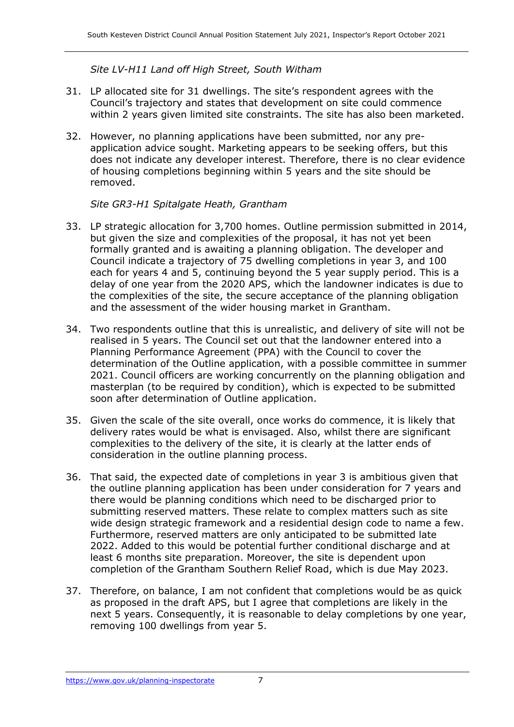*Site LV-H11 Land off High Street, South Witham*

31. LP allocated site for 31 dwellings. The site's respondent agrees with the Council's trajectory and states that development on site could commence within 2 years given limited site constraints. The site has also been marketed.

32. However, no planning applications have been submitted, nor any pre-application advice sought. Marketing appears to be seeking offers, but this does not indicate any developer interest. Therefore, there is no clear evidence of housing completions beginning within 5 years and the site should be removed.

*Site GR3-H1 Spitalgate Heath, Grantham*

33. LP strategic allocation for 3,700 homes. Outline permission submitted in 2014, but given the size and complexities of the proposal, it has not yet been formally granted and is awaiting a planning obligation. The developer and Council indicate a trajectory of 75 dwelling completions in year 3, and 100 each for years 4 and 5, continuing beyond the 5 year supply period. This is a delay of one year from the 2020 APS, which the landowner indicates is due to the complexities of the site, the secure acceptance of the planning obligation and the assessment of the wider housing market in Grantham.

34. Two respondents outline that this is unrealistic, and delivery of site will not be realised in 5 years. The Council set out that the landowner entered into a Planning Performance Agreement (PPA) with the Council to cover the determination of the Outline application, with a possible committee in summer 2021. Council officers are working concurrently on the planning obligation and masterplan (to be required by condition), which is expected to be submitted soon after determination of Outline application.

35. Given the scale of the site overall, once works do commence, it is likely that delivery rates would be what is envisaged. Also, whilst there are significant complexities to the delivery of the site, it is clearly at the latter ends of consideration in the outline planning process.

36. That said, the expected date of completions in year 3 is ambitious given that the outline planning application has been under consideration for 7 years and there would be planning conditions which need to be discharged prior to submitting reserved matters. These relate to complex matters such as site wide design strategic framework and a residential design code to name a few. Furthermore, reserved matters are only anticipated to be submitted late 2022. Added to this would be potential further conditional discharge and at least 6 months site preparation. Moreover, the site is dependent upon completion of the Grantham Southern Relief Road, which is due May 2023.

37. Therefore, on balance, I am not confident that completions would be as quick as proposed in the draft APS, but I agree that completions are likely in the next 5 years. Consequently, it is reasonable to delay completions by one year, removing 100 dwellings from year 5.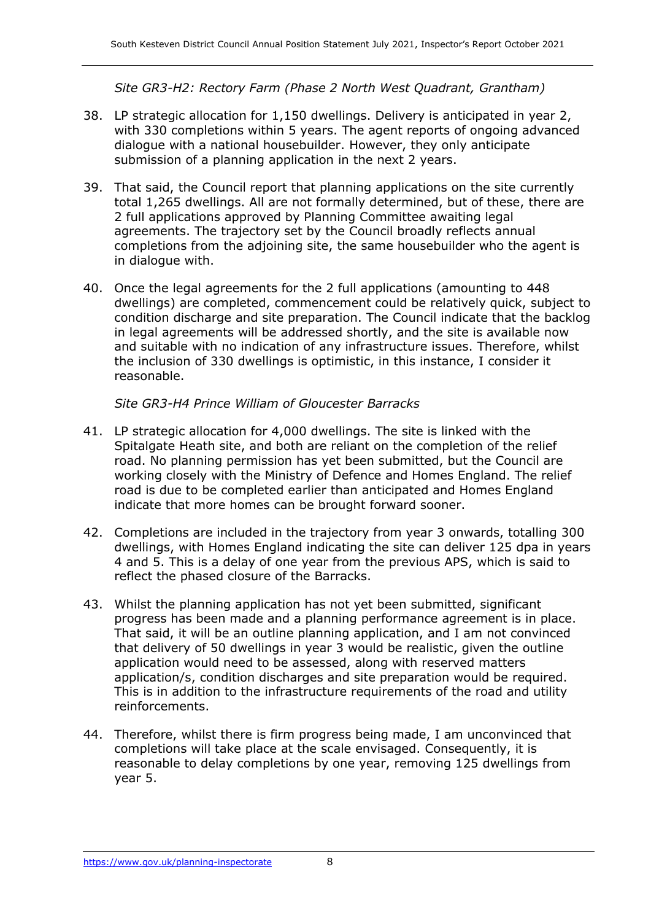*Site GR3-H2: Rectory Farm (Phase 2 North West Quadrant, Grantham)*

38. LP strategic allocation for 1,150 dwellings. Delivery is anticipated in year 2, with 330 completions within 5 years. The agent reports of ongoing advanced dialogue with a national housebuilder. However, they only anticipate submission of a planning application in the next 2 years.

39. That said, the Council report that planning applications on the site currently total 1,265 dwellings. All are not formally determined, but of these, there are 2 full applications approved by Planning Committee awaiting legal agreements. The trajectory set by the Council broadly reflects annual completions from the adjoining site, the same housebuilder who the agent is in dialogue with.

40. Once the legal agreements for the 2 full applications (amounting to 448 dwellings) are completed, commencement could be relatively quick, subject to condition discharge and site preparation. The Council indicate that the backlog in legal agreements will be addressed shortly, and the site is available now and suitable with no indication of any infrastructure issues. Therefore, whilst the inclusion of 330 dwellings is optimistic, in this instance, I consider it reasonable.

*Site GR3-H4 Prince William of Gloucester Barracks*

41. LP strategic allocation for 4,000 dwellings. The site is linked with the Spitalgate Heath site, and both are reliant on the completion of the relief road. No planning permission has yet been submitted, but the Council are working closely with the Ministry of Defence and Homes England. The relief road is due to be completed earlier than anticipated and Homes England indicate that more homes can be brought forward sooner.

42. Completions are included in the trajectory from year 3 onwards, totalling 300 dwellings, with Homes England indicating the site can deliver 125 dpa in years 4 and 5. This is a delay of one year from the previous APS, which is said to reflect the phased closure of the Barracks.

43. Whilst the planning application has not yet been submitted, significant progress has been made and a planning performance agreement is in place. That said, it will be an outline planning application, and I am not convinced that delivery of 50 dwellings in year 3 would be realistic, given the outline application would need to be assessed, along with reserved matters application/s, condition discharges and site preparation would be required. This is in addition to the infrastructure requirements of the road and utility reinforcements.

44. Therefore, whilst there is firm progress being made, I am unconvinced that completions will take place at the scale envisaged. Consequently, it is reasonable to delay completions by one year, removing 125 dwellings from year 5.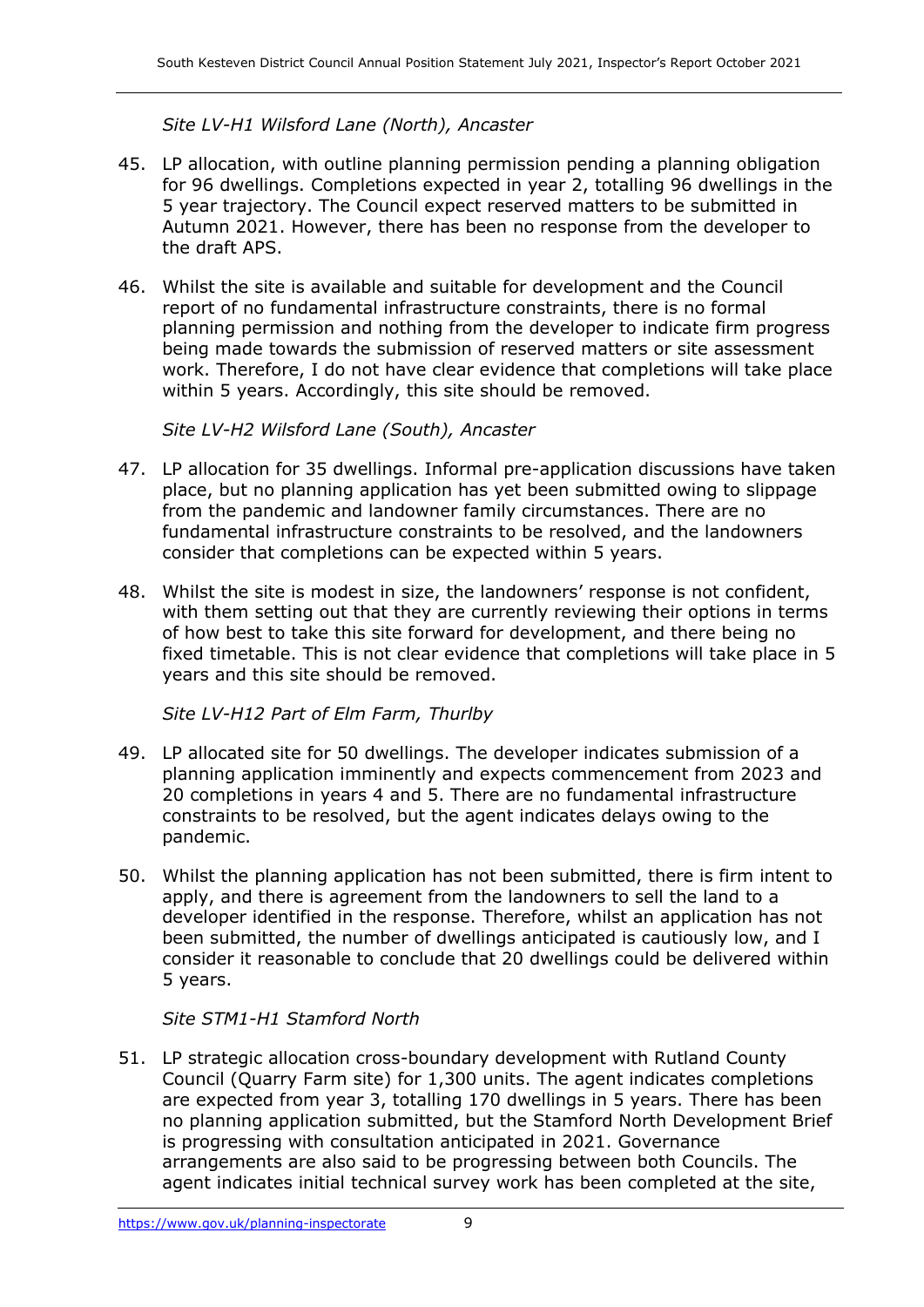*Site LV-H1 Wilsford Lane (North), Ancaster*

45. LP allocation, with outline planning permission pending a planning obligation for 96 dwellings. Completions expected in year 2, totalling 96 dwellings in the 5 year trajectory. The Council expect reserved matters to be submitted in Autumn 2021. However, there has been no response from the developer to the draft APS.

46. Whilst the site is available and suitable for development and the Council report of no fundamental infrastructure constraints, there is no formal planning permission and nothing from the developer to indicate firm progress being made towards the submission of reserved matters or site assessment work. Therefore, I do not have clear evidence that completions will take place within 5 years. Accordingly, this site should be removed.

*Site LV-H2 Wilsford Lane (South), Ancaster*

47. LP allocation for 35 dwellings. Informal pre-application discussions have taken place, but no planning application has yet been submitted owing to slippage from the pandemic and landowner family circumstances. There are no fundamental infrastructure constraints to be resolved, and the landowners consider that completions can be expected within 5 years.

48. Whilst the site is modest in size, the landowners' response is not confident, with them setting out that they are currently reviewing their options in terms of how best to take this site forward for development, and there being no fixed timetable. This is not clear evidence that completions will take place in 5 years and this site should be removed.

*Site LV-H12 Part of Elm Farm, Thurlby*

49. LP allocated site for 50 dwellings. The developer indicates submission of a planning application imminently and expects commencement from 2023 and 20 completions in years 4 and 5. There are no fundamental infrastructure constraints to be resolved, but the agent indicates delays owing to the pandemic.

50. Whilst the planning application has not been submitted, there is firm intent to apply, and there is agreement from the landowners to sell the land to a developer identified in the response. Therefore, whilst an application has not been submitted, the number of dwellings anticipated is cautiously low, and I consider it reasonable to conclude that 20 dwellings could be delivered within 5 years.

*Site STM1-H1 Stamford North*

51. LP strategic allocation cross-boundary development with Rutland County Council (Quarry Farm site) for 1,300 units. The agent indicates completions are expected from year 3, totalling 170 dwellings in 5 years. There has been no planning application submitted, but the Stamford North Development Brief is progressing with consultation anticipated in 2021. Governance arrangements are also said to be progressing between both Councils. The agent indicates initial technical survey work has been completed at the site,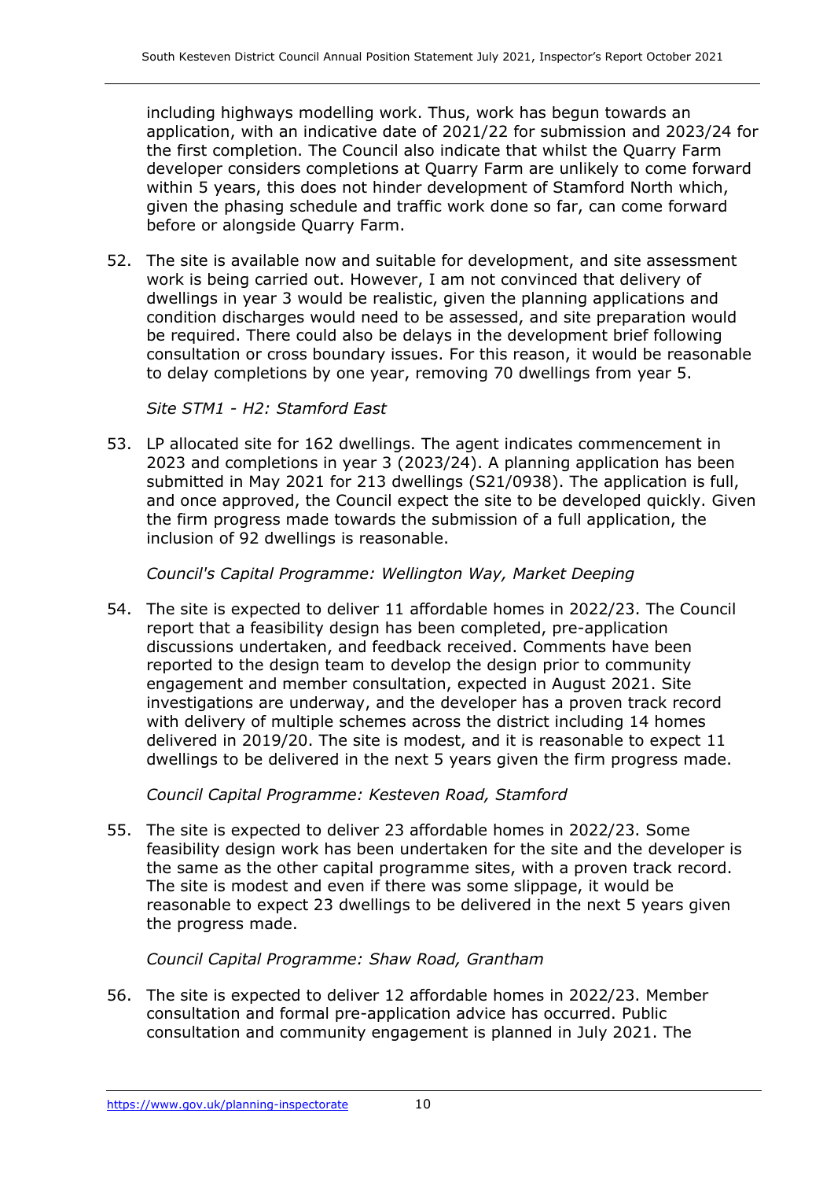including highways modelling work. Thus, work has begun towards an application, with an indicative date of 2021/22 for submission and 2023/24 for the first completion. The Council also indicate that whilst the Quarry Farm developer considers completions at Quarry Farm are unlikely to come forward within 5 years, this does not hinder development of Stamford North which, given the phasing schedule and traffic work done so far, can come forward before or alongside Quarry Farm.

52. The site is available now and suitable for development, and site assessment work is being carried out. However, I am not convinced that delivery of dwellings in year 3 would be realistic, given the planning applications and condition discharges would need to be assessed, and site preparation would be required. There could also be delays in the development brief following consultation or cross boundary issues. For this reason, it would be reasonable to delay completions by one year, removing 70 dwellings from year 5.

*Site STM1 - H2: Stamford East*

53. LP allocated site for 162 dwellings. The agent indicates commencement in 2023 and completions in year 3 (2023/24). A planning application has been submitted in May 2021 for 213 dwellings (S21/0938). The application is full, and once approved, the Council expect the site to be developed quickly. Given the firm progress made towards the submission of a full application, the inclusion of 92 dwellings is reasonable.

*Council's Capital Programme: Wellington Way, Market Deeping*

54. The site is expected to deliver 11 affordable homes in 2022/23. The Council report that a feasibility design has been completed, pre-application discussions undertaken, and feedback received. Comments have been reported to the design team to develop the design prior to community engagement and member consultation, expected in August 2021. Site investigations are underway, and the developer has a proven track record with delivery of multiple schemes across the district including 14 homes delivered in 2019/20. The site is modest, and it is reasonable to expect 11 dwellings to be delivered in the next 5 years given the firm progress made.

*Council Capital Programme: Kesteven Road, Stamford*

55. The site is expected to deliver 23 affordable homes in 2022/23. Some feasibility design work has been undertaken for the site and the developer is the same as the other capital programme sites, with a proven track record. The site is modest and even if there was some slippage, it would be reasonable to expect 23 dwellings to be delivered in the next 5 years given the progress made.

*Council Capital Programme: Shaw Road, Grantham*

56. The site is expected to deliver 12 affordable homes in 2022/23. Member consultation and formal pre-application advice has occurred. Public consultation and community engagement is planned in July 2021. The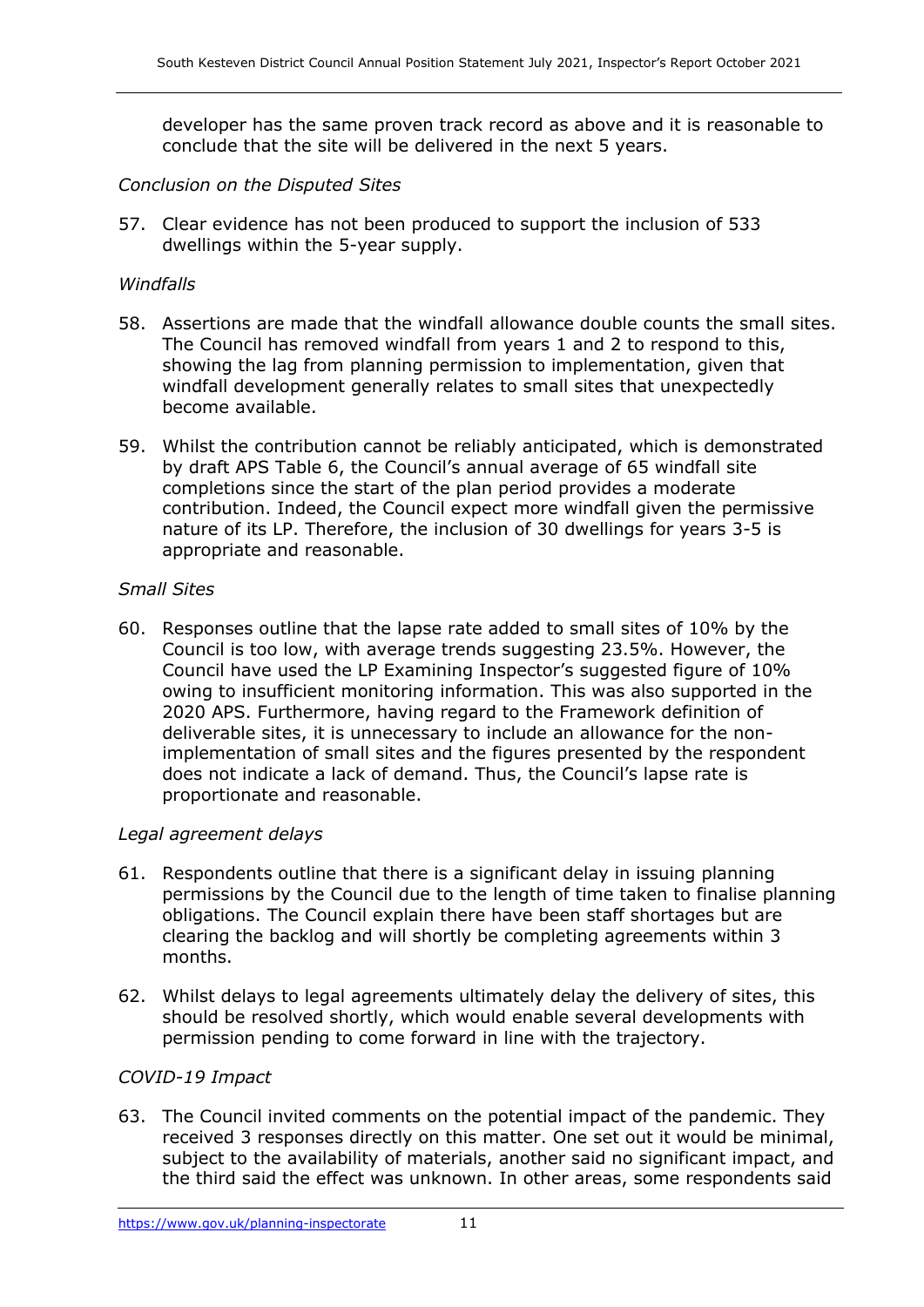developer has the same proven track record as above and it is reasonable to conclude that the site will be delivered in the next 5 years.

*Conclusion on the Disputed Sites*

57. Clear evidence has not been produced to support the inclusion of 533 dwellings within the 5-year supply.

*Windfalls*

58. Assertions are made that the windfall allowance double counts the small sites. The Council has removed windfall from years 1 and 2 to respond to this, showing the lag from planning permission to implementation, given that windfall development generally relates to small sites that unexpectedly become available.

59. Whilst the contribution cannot be reliably anticipated, which is demonstrated by draft APS Table 6, the Council's annual average of 65 windfall site completions since the start of the plan period provides a moderate contribution. Indeed, the Council expect more windfall given the permissive nature of its LP. Therefore, the inclusion of 30 dwellings for years 3-5 is appropriate and reasonable.

*Small Sites*

60. Responses outline that the lapse rate added to small sites of 10% by the Council is too low, with average trends suggesting 23.5%. However, the Council have used the LP Examining Inspector's suggested figure of 10% owing to insufficient monitoring information. This was also supported in the 2020 APS. Furthermore, having regard to the Framework definition of deliverable sites, it is unnecessary to include an allowance for the non-implementation of small sites and the figures presented by the respondent does not indicate a lack of demand. Thus, the Council's lapse rate is proportionate and reasonable.

*Legal agreement delays*

61. Respondents outline that there is a significant delay in issuing planning permissions by the Council due to the length of time taken to finalise planning obligations. The Council explain there have been staff shortages but are clearing the backlog and will shortly be completing agreements within 3 months.

62. Whilst delays to legal agreements ultimately delay the delivery of sites, this should be resolved shortly, which would enable several developments with permission pending to come forward in line with the trajectory.

*COVID-19 Impact*

63. The Council invited comments on the potential impact of the pandemic. They received 3 responses directly on this matter. One set out it would be minimal, subject to the availability of materials, another said no significant impact, and the third said the effect was unknown. In other areas, some respondents said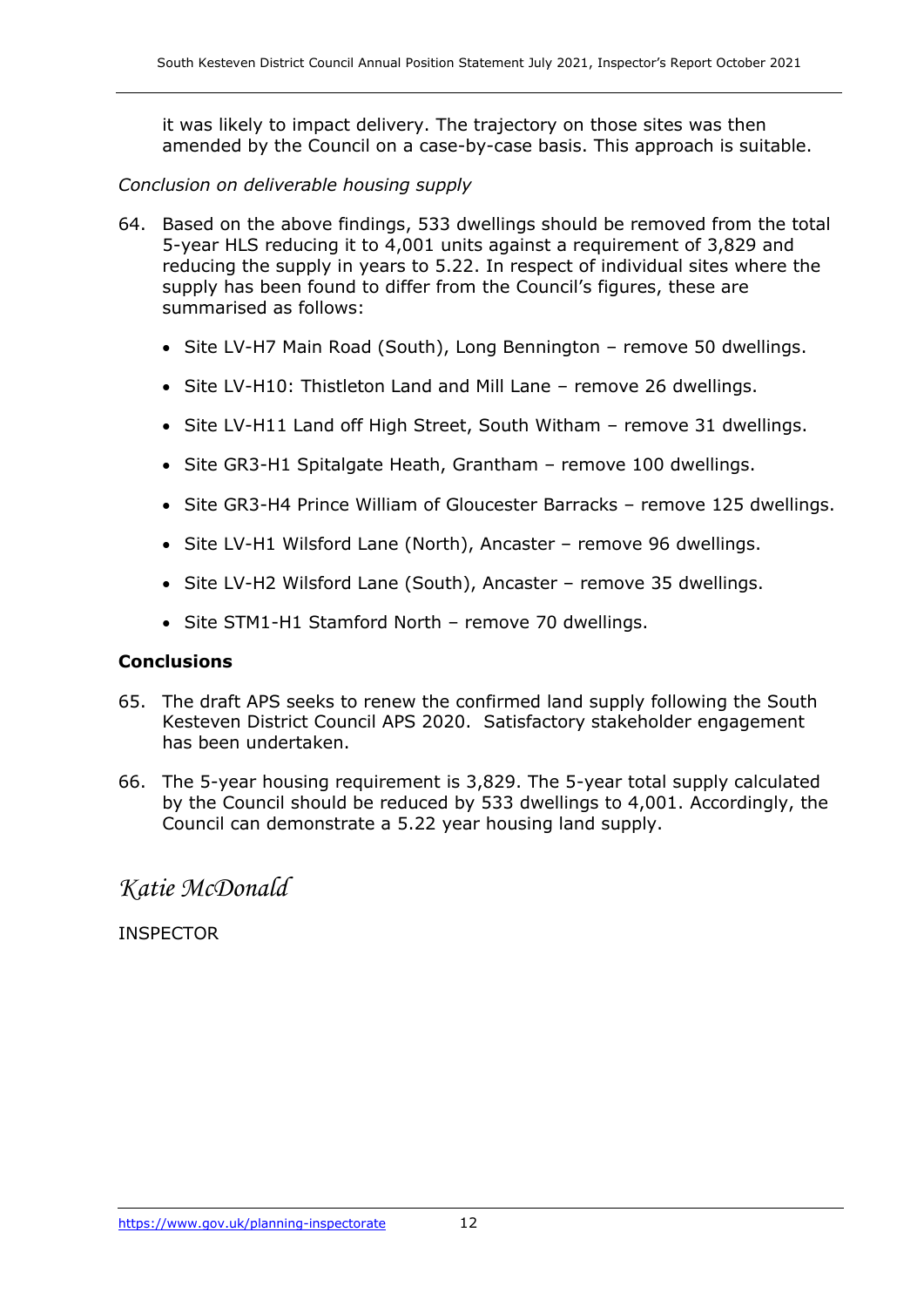it was likely to impact delivery. The trajectory on those sites was then amended by the Council on a case-by-case basis. This approach is suitable.

*Conclusion on deliverable housing supply*

64. Based on the above findings, 533 dwellings should be removed from the total 5-year HLS reducing it to 4,001 units against a requirement of 3,829 and reducing the supply in years to 5.22. In respect of individual sites where the supply has been found to differ from the Council's figures, these are summarised as follows:

    - Site LV-H7 Main Road (South), Long Bennington – remove 50 dwellings.
    - Site LV-H10: Thistleton Land and Mill Lane – remove 26 dwellings.
    - Site LV-H11 Land off High Street, South Witham – remove 31 dwellings.
    - Site GR3-H1 Spitalgate Heath, Grantham – remove 100 dwellings.
    - Site GR3-H4 Prince William of Gloucester Barracks – remove 125 dwellings.
    - Site LV-H1 Wilsford Lane (North), Ancaster – remove 96 dwellings.
    - Site LV-H2 Wilsford Lane (South), Ancaster – remove 35 dwellings.
    - Site STM1-H1 Stamford North – remove 70 dwellings.

## Conclusions

65. The draft APS seeks to renew the confirmed land supply following the South Kesteven District Council APS 2020. Satisfactory stakeholder engagement has been undertaken.

66. The 5-year housing requirement is 3,829. The 5-year total supply calculated by the Council should be reduced by 533 dwellings to 4,001. Accordingly, the Council can demonstrate a 5.22 year housing land supply.

*Katie McDonald*

INSPECTOR